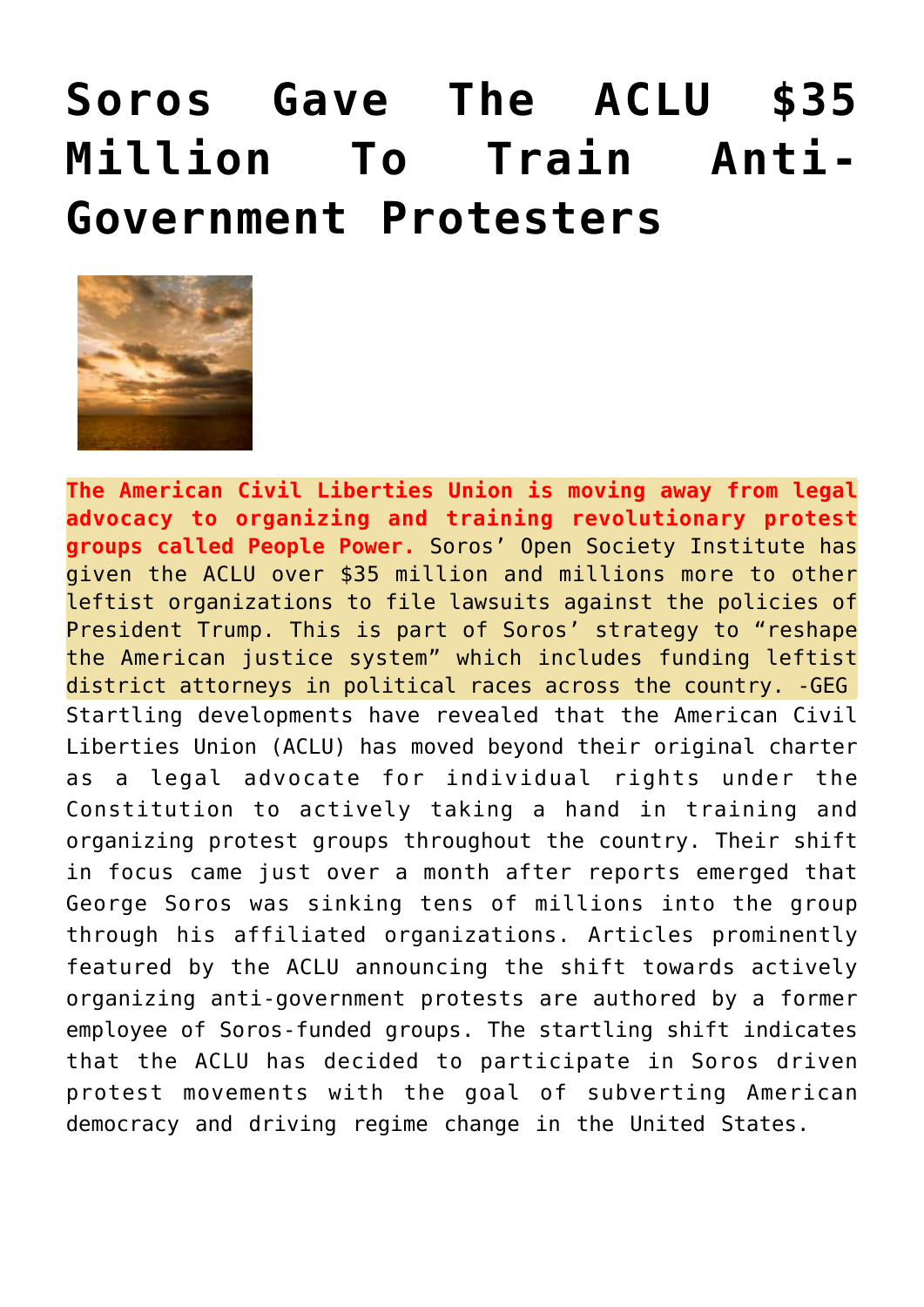# Soros Gave The ACLU $35 Million To Train Anti-Government Protesters

**The American Civil Liberties Union is moving away from legal advocacy to organizing and training revolutionary protest groups called People Power.** Soros' Open Society Institute has given the ACLU over $35 million and millions more to other leftist organizations to file lawsuits against the policies of President Trump. This is part of Soros' strategy to "reshape the American justice system" which includes funding leftist district attorneys in political races across the country. -GEG

Startling developments have revealed that the American Civil Liberties Union (ACLU) has moved beyond their original charter as a legal advocate for individual rights under the Constitution to actively taking a hand in training and organizing protest groups throughout the country. Their shift in focus came just over a month after reports emerged that George Soros was sinking tens of millions into the group through his affiliated organizations. Articles prominently featured by the ACLU announcing the shift towards actively organizing anti-government protests are authored by a former employee of Soros-funded groups. The startling shift indicates that the ACLU has decided to participate in Soros driven protest movements with the goal of subverting American democracy and driving regime change in the United States.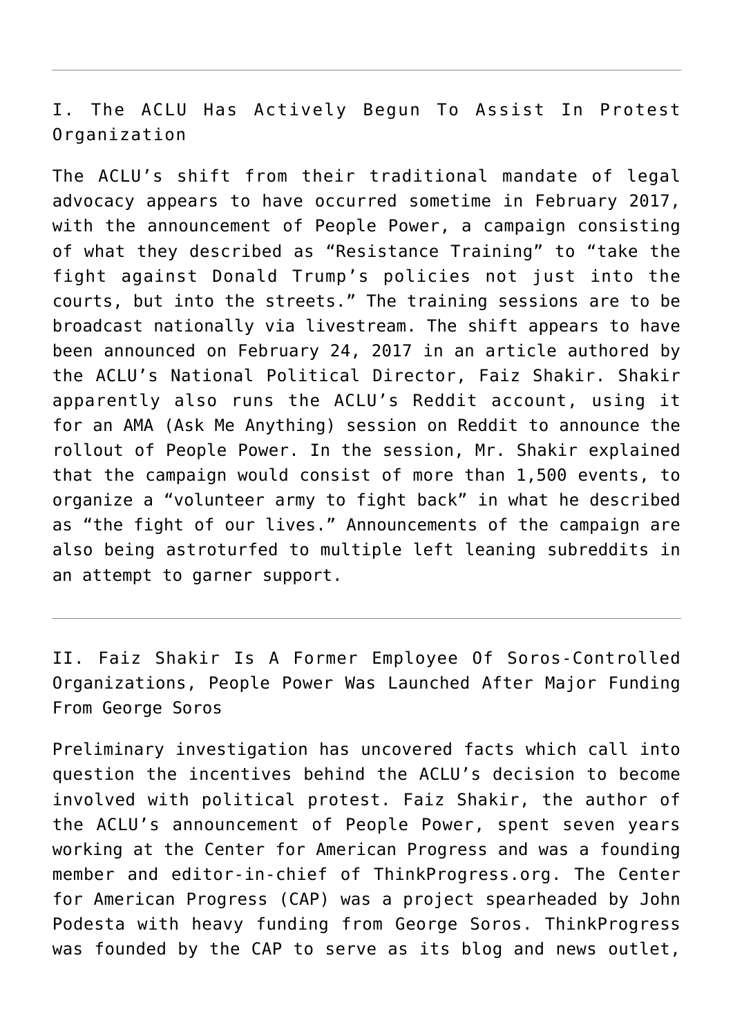---

## I. The ACLU Has Actively Begun To Assist In Protest Organization

The ACLU's shift from their traditional mandate of legal advocacy appears to have occurred sometime in February 2017, with the announcement of People Power, a campaign consisting of what they described as "Resistance Training" to "take the fight against Donald Trump's policies not just into the courts, but into the streets." The training sessions are to be broadcast nationally via livestream. The shift appears to have been announced on February 24, 2017 in an article authored by the ACLU's National Political Director, Faiz Shakir. Shakir apparently also runs the ACLU's Reddit account, using it for an AMA (Ask Me Anything) session on Reddit to announce the rollout of People Power. In the session, Mr. Shakir explained that the campaign would consist of more than 1,500 events, to organize a "volunteer army to fight back" in what he described as "the fight of our lives." Announcements of the campaign are also being astroturfed to multiple left leaning subreddits in an attempt to garner support.

---

## II. Faiz Shakir Is A Former Employee Of Soros-Controlled Organizations, People Power Was Launched After Major Funding From George Soros

Preliminary investigation has uncovered facts which call into question the incentives behind the ACLU's decision to become involved with political protest. Faiz Shakir, the author of the ACLU's announcement of People Power, spent seven years working at the Center for American Progress and was a founding member and editor-in-chief of ThinkProgress.org. The Center for American Progress (CAP) was a project spearheaded by John Podesta with heavy funding from George Soros. ThinkProgress was founded by the CAP to serve as its blog and news outlet,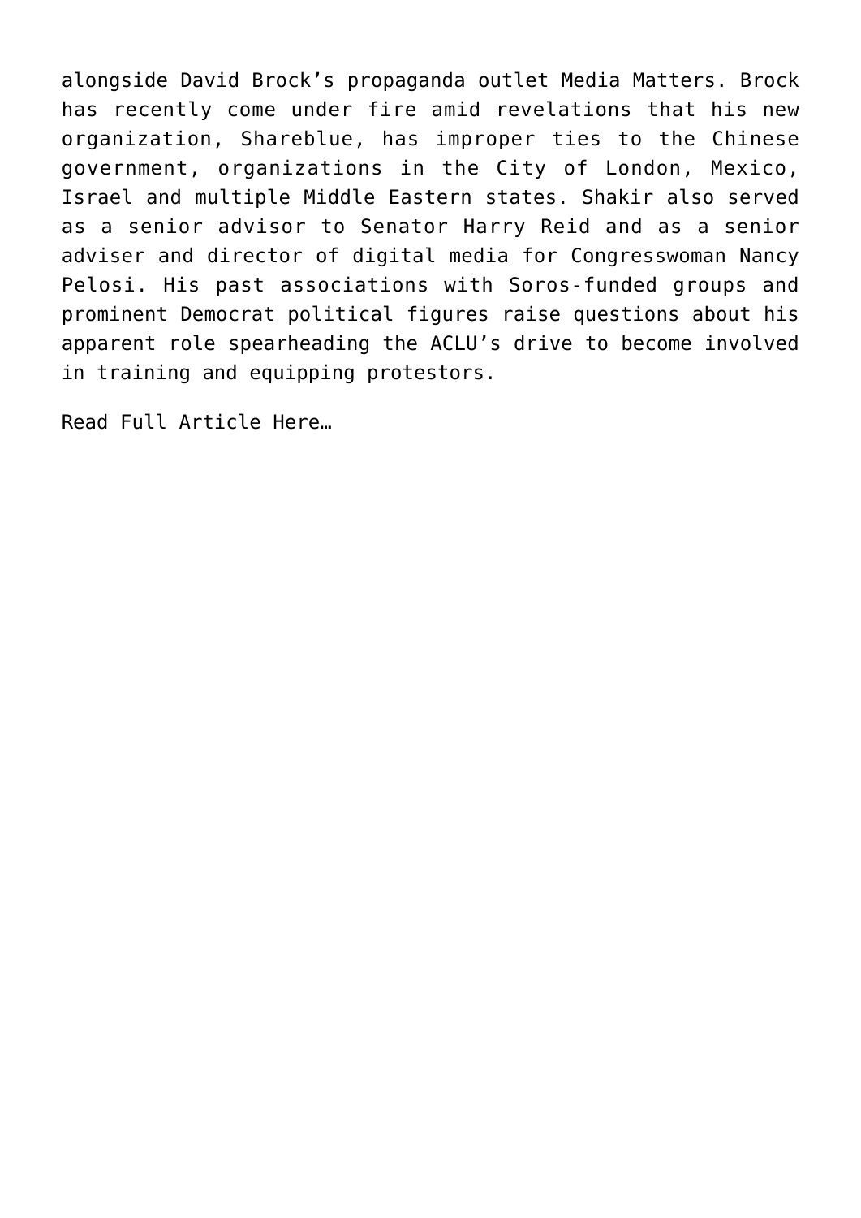alongside David Brock's propaganda outlet Media Matters. Brock has recently come under fire amid revelations that his new organization, Shareblue, has improper ties to the Chinese government, organizations in the City of London, Mexico, Israel and multiple Middle Eastern states. Shakir also served as a senior advisor to Senator Harry Reid and as a senior adviser and director of digital media for Congresswoman Nancy Pelosi. His past associations with Soros-funded groups and prominent Democrat political figures raise questions about his apparent role spearheading the ACLU's drive to become involved in training and equipping protestors.

Read Full Article Here…